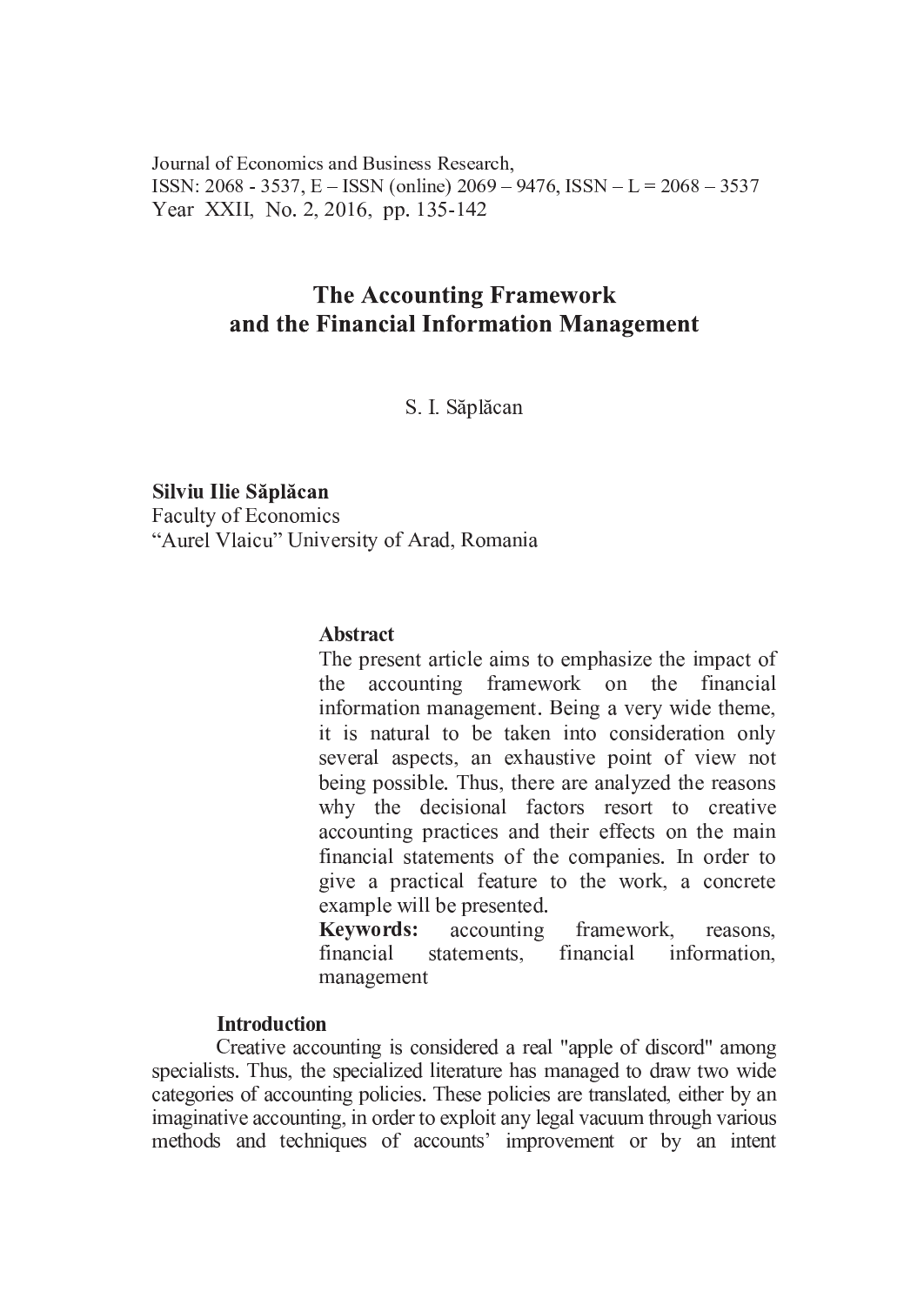Journal of Economics and Business Research,
ISSN: 2068 - 3537, E – ISSN (online) 2069 – 9476, ISSN – L = 2068 – 3537
Year XXII, No. 2, 2016, pp. 135-142

# The Accounting Framework and the Financial Information Management

S. I. Săplăcan

**Silviu Ilie Săplăcan**
Faculty of Economics
"Aurel Vlaicu" University of Arad, Romania

### Abstract

The present article aims to emphasize the impact of the accounting framework on the financial information management. Being a very wide theme, it is natural to be taken into consideration only several aspects, an exhaustive point of view not being possible. Thus, there are analyzed the reasons why the decisional factors resort to creative accounting practices and their effects on the main financial statements of the companies. In order to give a practical feature to the work, a concrete example will be presented.

**Keywords:** accounting framework, reasons, financial statements, financial information, management

## Introduction

Creative accounting is considered a real "apple of discord" among specialists. Thus, the specialized literature has managed to draw two wide categories of accounting policies. These policies are translated, either by an imaginative accounting, in order to exploit any legal vacuum through various methods and techniques of accounts' improvement or by an intent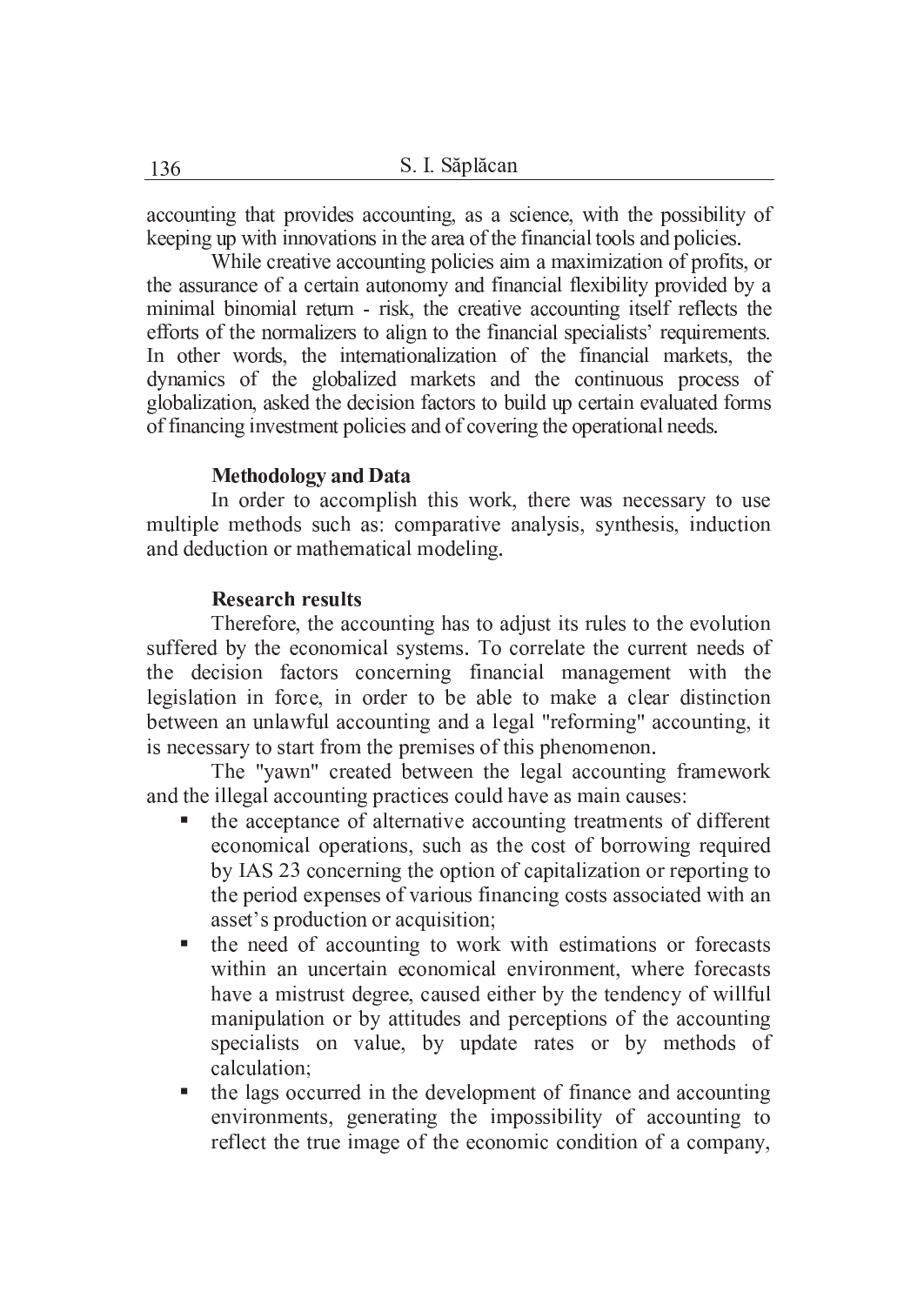accounting that provides accounting, as a science, with the possibility of keeping up with innovations in the area of the financial tools and policies.

While creative accounting policies aim a maximization of profits, or the assurance of a certain autonomy and financial flexibility provided by a minimal binomial return - risk, the creative accounting itself reflects the efforts of the normalizers to align to the financial specialists' requirements. In other words, the internationalization of the financial markets, the dynamics of the globalized markets and the continuous process of globalization, asked the decision factors to build up certain evaluated forms of financing investment policies and of covering the operational needs.

## Methodology and Data

In order to accomplish this work, there was necessary to use multiple methods such as: comparative analysis, synthesis, induction and deduction or mathematical modeling.

## Research results

Therefore, the accounting has to adjust its rules to the evolution suffered by the economical systems. To correlate the current needs of the decision factors concerning financial management with the legislation in force, in order to be able to make a clear distinction between an unlawful accounting and a legal "reforming" accounting, it is necessary to start from the premises of this phenomenon.

The "yawn" created between the legal accounting framework and the illegal accounting practices could have as main causes:

- the acceptance of alternative accounting treatments of different economical operations, such as the cost of borrowing required by IAS 23 concerning the option of capitalization or reporting to the period expenses of various financing costs associated with an asset's production or acquisition;
- the need of accounting to work with estimations or forecasts within an uncertain economical environment, where forecasts have a mistrust degree, caused either by the tendency of willful manipulation or by attitudes and perceptions of the accounting specialists on value, by update rates or by methods of calculation;
- the lags occurred in the development of finance and accounting environments, generating the impossibility of accounting to reflect the true image of the economic condition of a company,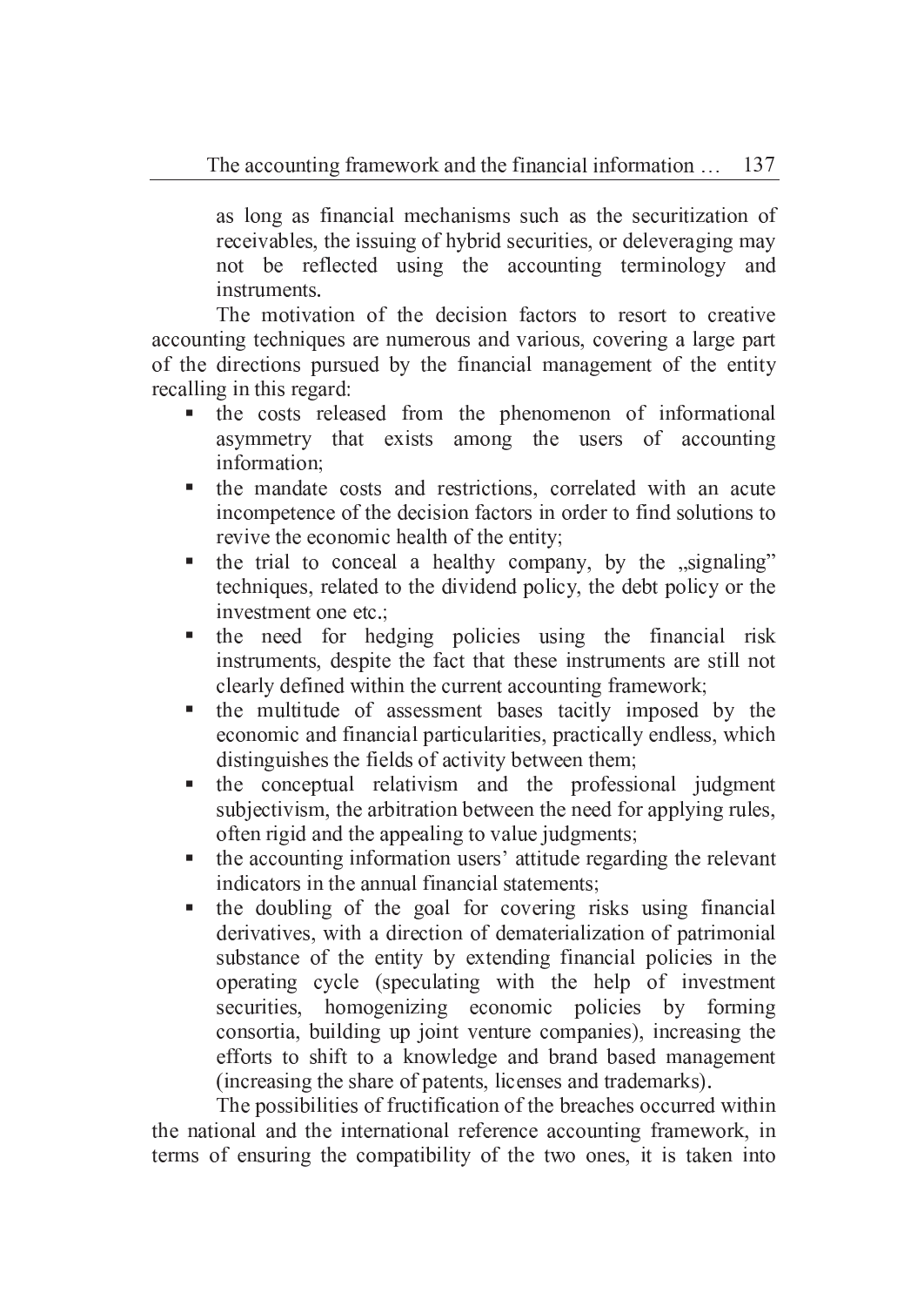as long as financial mechanisms such as the securitization of receivables, the issuing of hybrid securities, or deleveraging may not be reflected using the accounting terminology and instruments.

The motivation of the decision factors to resort to creative accounting techniques are numerous and various, covering a large part of the directions pursued by the financial management of the entity recalling in this regard:

- the costs released from the phenomenon of informational asymmetry that exists among the users of accounting information;
- the mandate costs and restrictions, correlated with an acute incompetence of the decision factors in order to find solutions to revive the economic health of the entity;
- the trial to conceal a healthy company, by the „signaling" techniques, related to the dividend policy, the debt policy or the investment one etc.;
- the need for hedging policies using the financial risk instruments, despite the fact that these instruments are still not clearly defined within the current accounting framework;
- the multitude of assessment bases tacitly imposed by the economic and financial particularities, practically endless, which distinguishes the fields of activity between them;
- the conceptual relativism and the professional judgment subjectivism, the arbitration between the need for applying rules, often rigid and the appealing to value judgments;
- the accounting information users' attitude regarding the relevant indicators in the annual financial statements;
- the doubling of the goal for covering risks using financial derivatives, with a direction of dematerialization of patrimonial substance of the entity by extending financial policies in the operating cycle (speculating with the help of investment securities, homogenizing economic policies by forming consortia, building up joint venture companies), increasing the efforts to shift to a knowledge and brand based management (increasing the share of patents, licenses and trademarks).

The possibilities of fructification of the breaches occurred within the national and the international reference accounting framework, in terms of ensuring the compatibility of the two ones, it is taken into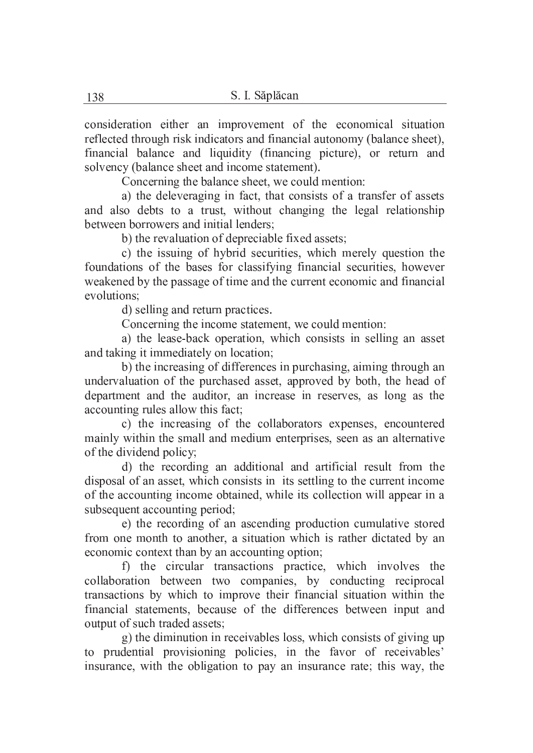consideration either an improvement of the economical situation reflected through risk indicators and financial autonomy (balance sheet), financial balance and liquidity (financing picture), or return and solvency (balance sheet and income statement).

Concerning the balance sheet, we could mention:

a) the deleveraging in fact, that consists of a transfer of assets and also debts to a trust, without changing the legal relationship between borrowers and initial lenders;

b) the revaluation of depreciable fixed assets;

c) the issuing of hybrid securities, which merely question the foundations of the bases for classifying financial securities, however weakened by the passage of time and the current economic and financial evolutions;

d) selling and return practices.

Concerning the income statement, we could mention:

a) the lease-back operation, which consists in selling an asset and taking it immediately on location;

b) the increasing of differences in purchasing, aiming through an undervaluation of the purchased asset, approved by both, the head of department and the auditor, an increase in reserves, as long as the accounting rules allow this fact;

c) the increasing of the collaborators expenses, encountered mainly within the small and medium enterprises, seen as an alternative of the dividend policy;

d) the recording an additional and artificial result from the disposal of an asset, which consists in its settling to the current income of the accounting income obtained, while its collection will appear in a subsequent accounting period;

e) the recording of an ascending production cumulative stored from one month to another, a situation which is rather dictated by an economic context than by an accounting option;

f) the circular transactions practice, which involves the collaboration between two companies, by conducting reciprocal transactions by which to improve their financial situation within the financial statements, because of the differences between input and output of such traded assets;

g) the diminution in receivables loss, which consists of giving up to prudential provisioning policies, in the favor of receivables' insurance, with the obligation to pay an insurance rate; this way, the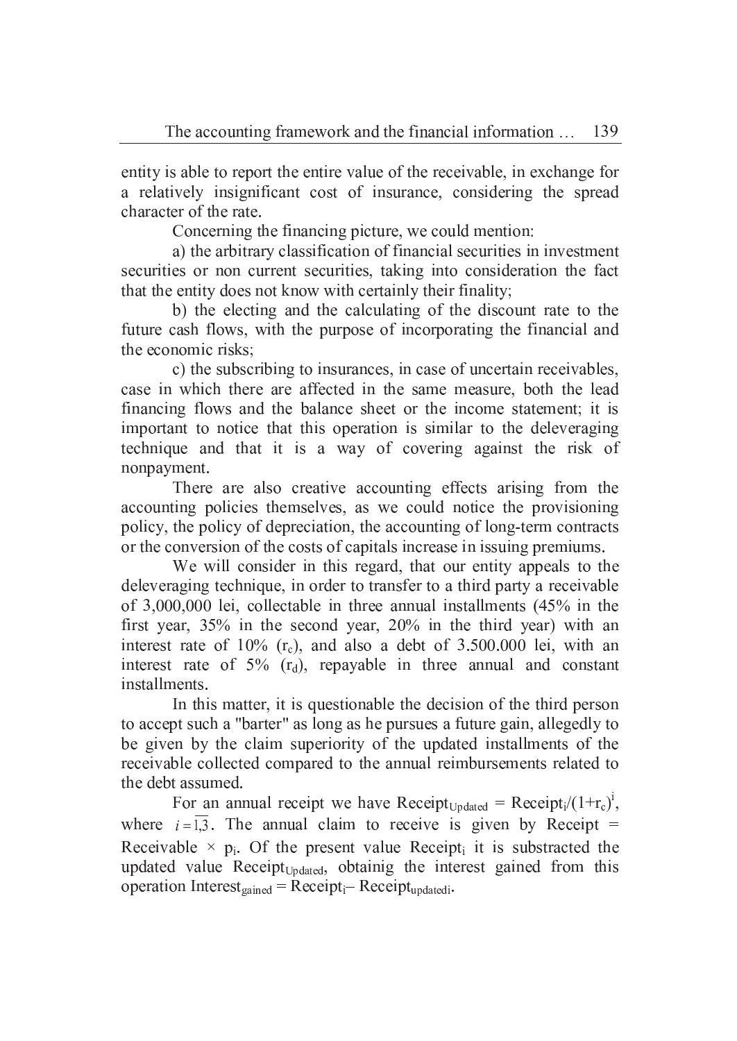entity is able to report the entire value of the receivable, in exchange for a relatively insignificant cost of insurance, considering the spread character of the rate.

Concerning the financing picture, we could mention:

a) the arbitrary classification of financial securities in investment securities or non current securities, taking into consideration the fact that the entity does not know with certainly their finality;

b) the electing and the calculating of the discount rate to the future cash flows, with the purpose of incorporating the financial and the economic risks;

c) the subscribing to insurances, in case of uncertain receivables, case in which there are affected in the same measure, both the lead financing flows and the balance sheet or the income statement; it is important to notice that this operation is similar to the deleveraging technique and that it is a way of covering against the risk of nonpayment.

There are also creative accounting effects arising from the accounting policies themselves, as we could notice the provisioning policy, the policy of depreciation, the accounting of long-term contracts or the conversion of the costs of capitals increase in issuing premiums.

We will consider in this regard, that our entity appeals to the deleveraging technique, in order to transfer to a third party a receivable of 3,000,000 lei, collectable in three annual installments (45% in the first year, 35% in the second year, 20% in the third year) with an interest rate of 10% ($r_c$), and also a debt of 3.500.000 lei, with an interest rate of 5% ($r_d$), repayable in three annual and constant installments.

In this matter, it is questionable the decision of the third person to accept such a "barter" as long as he pursues a future gain, allegedly to be given by the claim superiority of the updated installments of the receivable collected compared to the annual reimbursements related to the debt assumed.

For an annual receipt we have $Receipt_{Updated} = Receipt_i/(1+r_c)^i$, where $i = \overline{1,3}$. The annual claim to receive is given by Receipt = Receivable × $p_i$. Of the present value $Receipt_i$ it is substracted the updated value $Receipt_{Updated}$, obtainig the interest gained from this operation $Interest_{gained} = Receipt_i - Receipt_{updated i}$.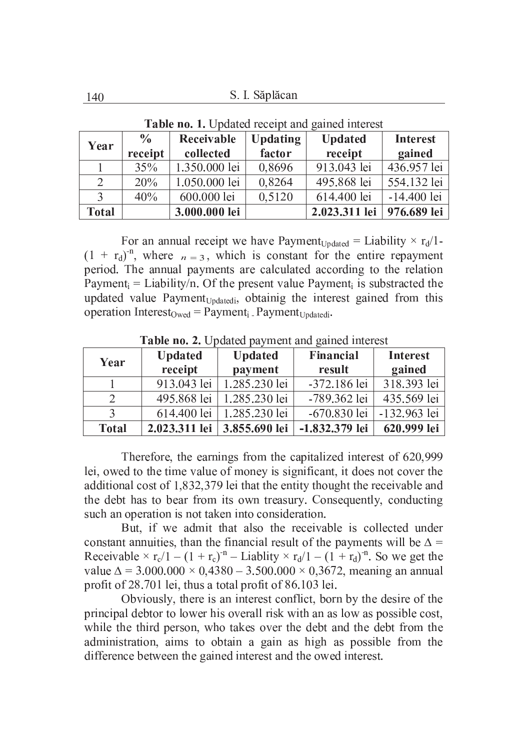**Table no. 1.** Updated receipt and gained interest

| Year | % receipt | Receivable collected | Updating factor | Updated receipt | Interest gained |
|---|---|---|---|---|---|
| 1 | 35% | 1.350.000 lei | 0,8696 | 913.043 lei | 436.957 lei |
| 2 | 20% | 1.050.000 lei | 0,8264 | 495.868 lei | 554.132 lei |
| 3 | 40% | 600.000 lei | 0,5120 | 614.400 lei | -14.400 lei |
| **Total** | | **3.000.000 lei** | | **2.023.311 lei** | **976.689 lei** |

For an annual receipt we have $\text{Payment}_{\text{Updated}} = \text{Liability} \times r_d/1-(1 + r_d)^{-n}$, where $n = 3$, which is constant for the entire repayment period. The annual payments are calculated according to the relation $\text{Payment}_i = \text{Liability}/n$. Of the present value $\text{Payment}_i$ is substracted the updated value $\text{Payment}_{\text{Updatedi}}$, obtainig the interest gained from this operation $\text{Interest}_{\text{Owed}} = \text{Payment}_i - \text{Payment}_{\text{Updatedi}}$.

**Table no. 2.** Updated payment and gained interest

| Year | Updated receipt | Updated payment | Financial result | Interest gained |
|---|---|---|---|---|
| 1 | 913.043 lei | 1.285.230 lei | -372.186 lei | 318.393 lei |
| 2 | 495.868 lei | 1.285.230 lei | -789.362 lei | 435.569 lei |
| 3 | 614.400 lei | 1.285.230 lei | -670.830 lei | -132.963 lei |
| **Total** | **2.023.311 lei** | **3.855.690 lei** | **-1.832.379 lei** | **620.999 lei** |

Therefore, the earnings from the capitalized interest of 620,999 lei, owed to the time value of money is significant, it does not cover the additional cost of 1,832,379 lei that the entity thought the receivable and the debt has to bear from its own treasury. Consequently, conducting such an operation is not taken into consideration.

But, if we admit that also the receivable is collected under constant annuities, than the financial result of the payments will be $\Delta = \text{Receivable} \times r_c/1 - (1 + r_c)^{-n} - \text{Liablity} \times r_d/1 - (1 + r_d)^{-n}$. So we get the value $\Delta = 3.000.000 \times 0{,}4380 - 3.500.000 \times 0{,}3672$, meaning an annual profit of 28.701 lei, thus a total profit of 86.103 lei.

Obviously, there is an interest conflict, born by the desire of the principal debtor to lower his overall risk with an as low as possible cost, while the third person, who takes over the debt and the debt from the administration, aims to obtain a gain as high as possible from the difference between the gained interest and the owed interest.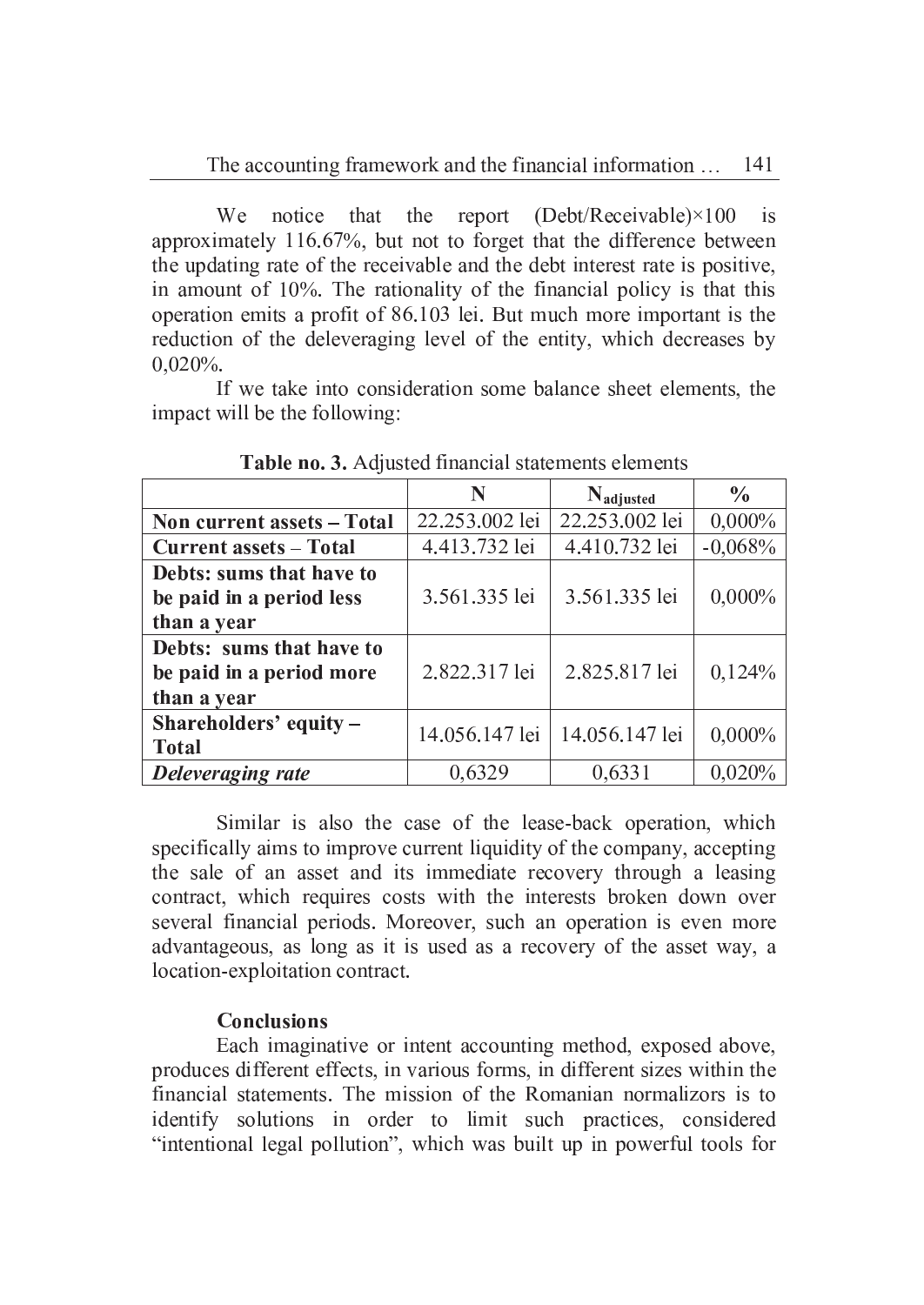We notice that the report (Debt/Receivable)×100 is approximately 116.67%, but not to forget that the difference between the updating rate of the receivable and the debt interest rate is positive, in amount of 10%. The rationality of the financial policy is that this operation emits a profit of 86.103 lei. But much more important is the reduction of the deleveraging level of the entity, which decreases by 0,020%.

If we take into consideration some balance sheet elements, the impact will be the following:

**Table no. 3.** Adjusted financial statements elements

| | N | $N_{adjusted}$ | % |
|---|---|---|---|
| **Non current assets – Total** | 22.253.002 lei | 22.253.002 lei | 0,000% |
| **Current assets – Total** | 4.413.732 lei | 4.410.732 lei | -0,068% |
| **Debts: sums that have to be paid in a period less than a year** | 3.561.335 lei | 3.561.335 lei | 0,000% |
| **Debts: sums that have to be paid in a period more than a year** | 2.822.317 lei | 2.825.817 lei | 0,124% |
| **Shareholders' equity – Total** | 14.056.147 lei | 14.056.147 lei | 0,000% |
| ***Deleveraging rate*** | 0,6329 | 0,6331 | 0,020% |

Similar is also the case of the lease-back operation, which specifically aims to improve current liquidity of the company, accepting the sale of an asset and its immediate recovery through a leasing contract, which requires costs with the interests broken down over several financial periods. Moreover, such an operation is even more advantageous, as long as it is used as a recovery of the asset way, a location-exploitation contract.

## Conclusions

Each imaginative or intent accounting method, exposed above, produces different effects, in various forms, in different sizes within the financial statements. The mission of the Romanian normalizors is to identify solutions in order to limit such practices, considered "intentional legal pollution", which was built up in powerful tools for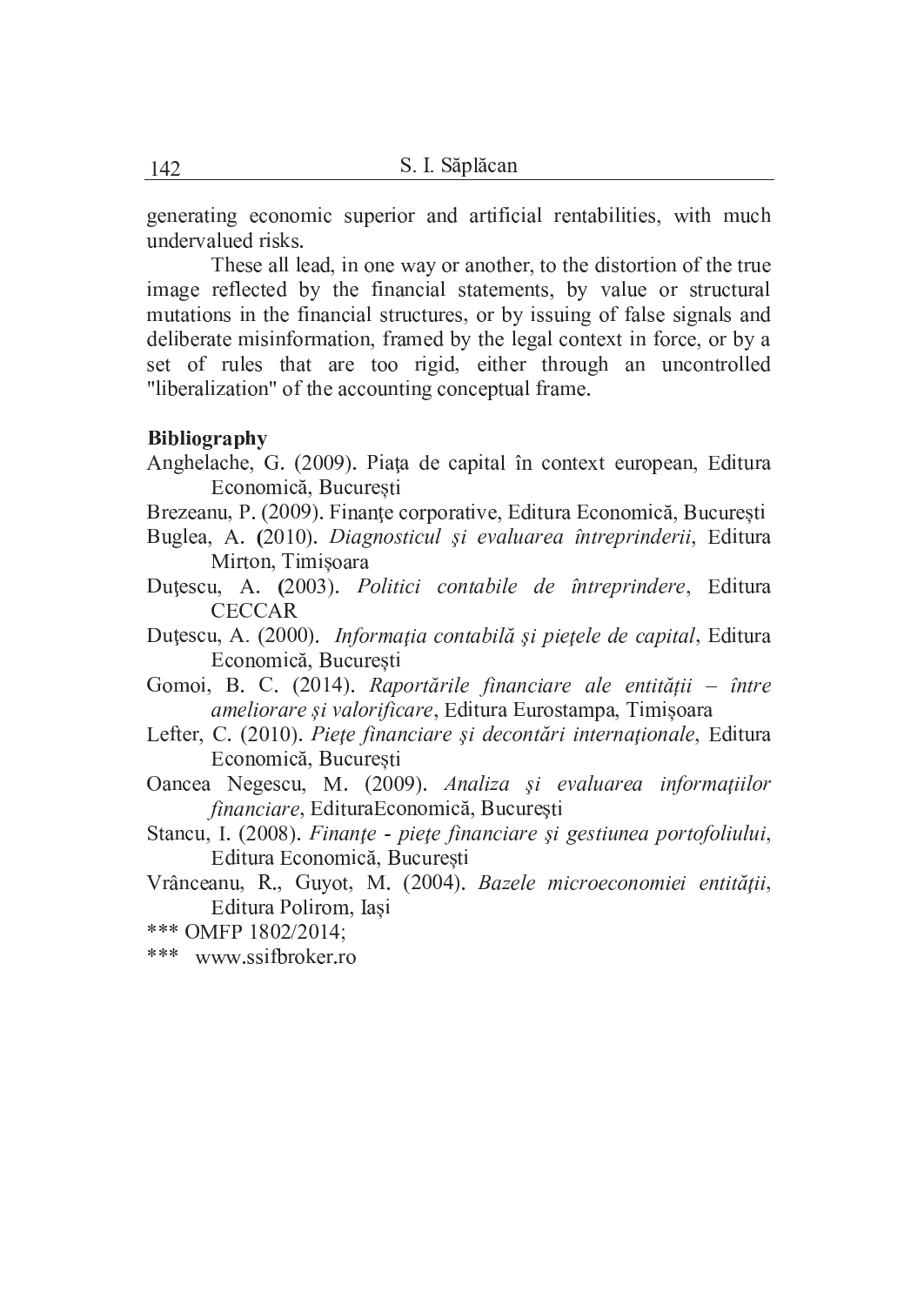generating economic superior and artificial rentabilities, with much undervalued risks.

These all lead, in one way or another, to the distortion of the true image reflected by the financial statements, by value or structural mutations in the financial structures, or by issuing of false signals and deliberate misinformation, framed by the legal context in force, or by a set of rules that are too rigid, either through an uncontrolled "liberalization" of the accounting conceptual frame.

**Bibliography**

Anghelache, G. (2009). Piaţa de capital în context european, Editura Economică, Bucureşti

Brezeanu, P. (2009). Finanţe corporative, Editura Economică, Bucureşti

Buglea, A. (2010). *Diagnosticul şi evaluarea întreprinderii*, Editura Mirton, Timişoara

Duţescu, A. (2003). *Politici contabile de întreprindere*, Editura CECCAR

Duţescu, A. (2000). *Informaţia contabilă şi pieţele de capital*, Editura Economică, Bucureşti

Gomoi, B. C. (2014). *Raportările financiare ale entității – între ameliorare și valorificare*, Editura Eurostampa, Timișoara

Lefter, C. (2010). *Pieţe financiare şi decontări internaţionale*, Editura Economică, Bucureşti

Oancea Negescu, M. (2009). *Analiza şi evaluarea informaţiilor financiare*, EdituraEconomică, Bucureşti

Stancu, I. (2008). *Finanţe - pieţe financiare şi gestiunea portofoliului*, Editura Economică, Bucureşti

Vrânceanu, R., Guyot, M. (2004). *Bazele microeconomiei entităţii*, Editura Polirom, Iaşi

*** OMFP 1802/2014;

*** www.ssifbroker.ro